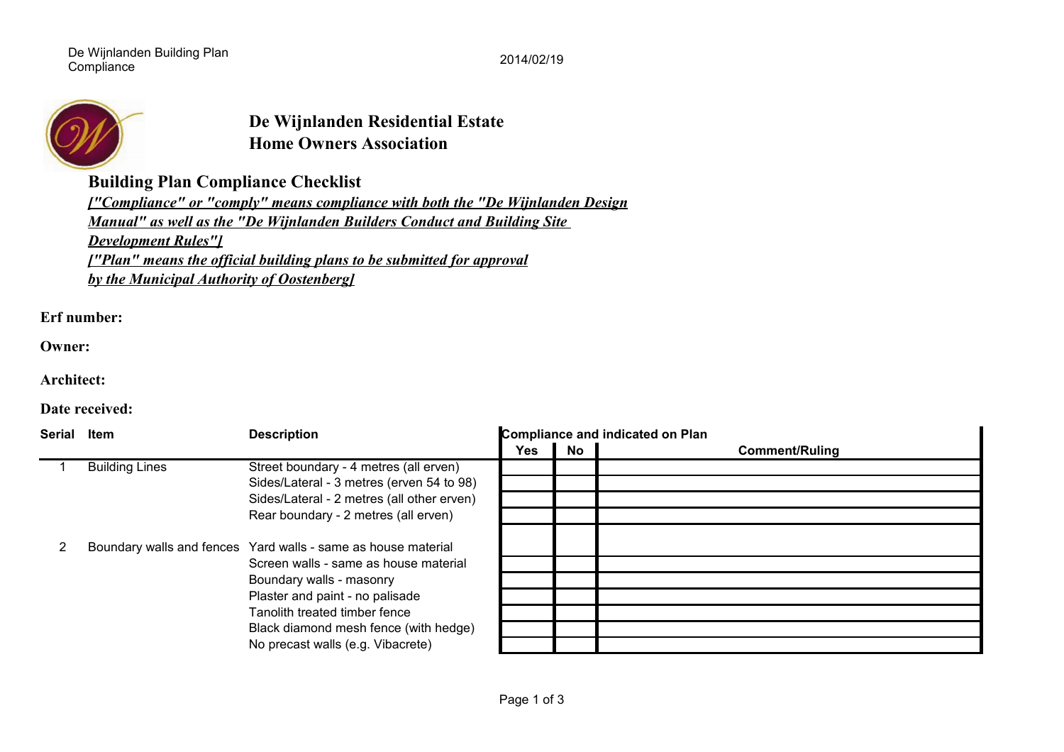# De Wijnlanden Residential Estate
# Home Owners Association

## Building Plan Compliance Checklist

***["Compliance" or "comply" means compliance with both the "De Wijnlanden Design Manual" as well as the "De Wijnlanden Builders Conduct and Building Site Development Rules"]***

***["Plan" means the official building plans to be submitted for approval by the Municipal Authority of Oostenberg]***

**Erf number:**

**Owner:**

**Architect:**

**Date received:**

| Serial | Item | Description | Compliance and indicated on Plan | | |
|---|---|---|---|---|---|
| | | | Yes | No | Comment/Ruling |
| 1 | Building Lines | Street boundary - 4 metres (all erven) | | | |
| | | Sides/Lateral - 3 metres (erven 54 to 98) | | | |
| | | Sides/Lateral - 2 metres (all other erven) | | | |
| | | Rear boundary - 2 metres (all erven) | | | |
| 2 | Boundary walls and fences | Yard walls - same as house material | | | |
| | | Screen walls - same as house material | | | |
| | | Boundary walls - masonry | | | |
| | | Plaster and paint - no palisade | | | |
| | | Tanolith treated timber fence | | | |
| | | Black diamond mesh fence (with hedge) | | | |
| | | No precast walls (e.g. Vibacrete) | | | |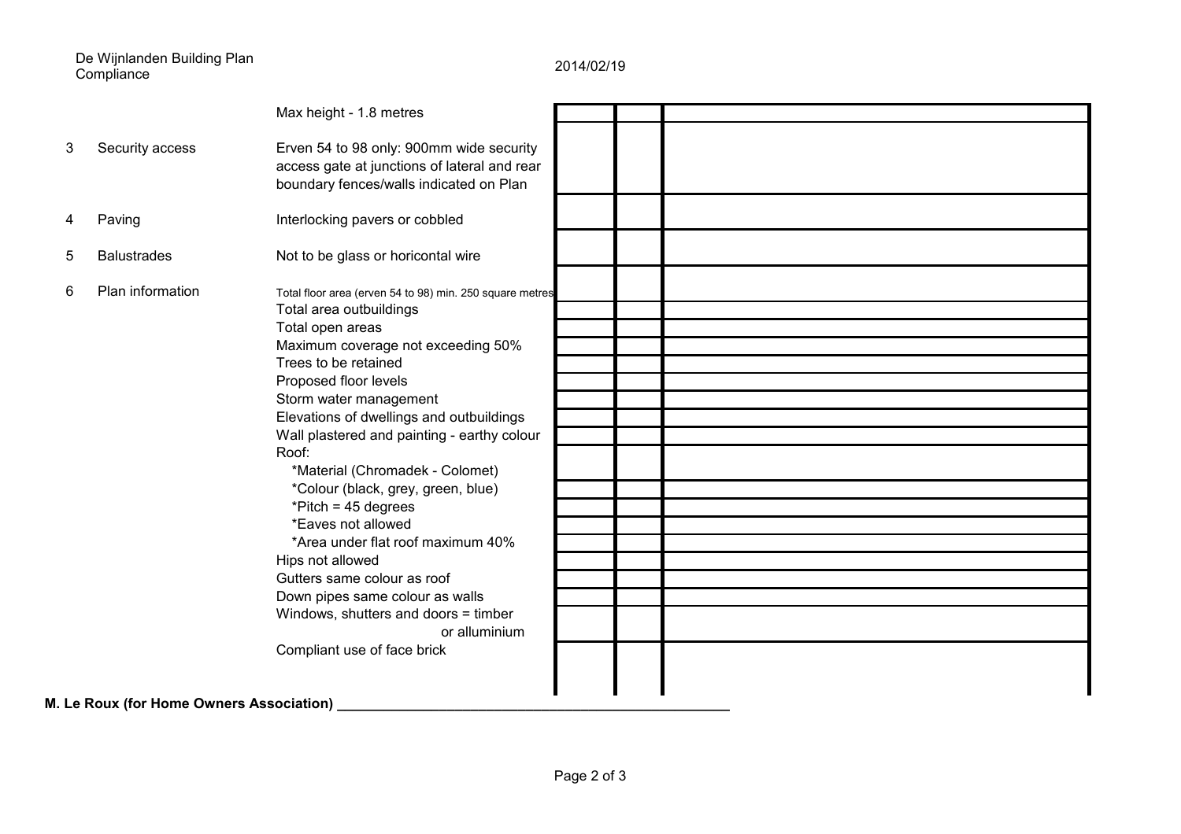De Wijnlanden Building Plan Compliance

2014/02/19

| No. | Item | Requirement | | | |
|---|---|---|---|---|---|
| | | Max height - 1.8 metres | | | |
| 3 | Security access | Erven 54 to 98 only: 900mm wide security access gate at junctions of lateral and rear boundary fences/walls indicated on Plan | | | |
| 4 | Paving | Interlocking pavers or cobbled | | | |
| 5 | Balustrades | Not to be glass or horicontal wire | | | |
| 6 | Plan information | Total floor area (erven 54 to 98) min. 250 square metres | | | |
| | | Total area outbuildings | | | |
| | | Total open areas | | | |
| | | Maximum coverage not exceeding 50% | | | |
| | | Trees to be retained | | | |
| | | Proposed floor levels | | | |
| | | Storm water management | | | |
| | | Elevations of dwellings and outbuildings | | | |
| | | Wall plastered and painting - earthy colour | | | |
| | | Roof: *Material (Chromadek - Colomet) | | | |
| | | *Colour (black, grey, green, blue) | | | |
| | | *Pitch = 45 degrees | | | |
| | | *Eaves not allowed | | | |
| | | *Area under flat roof maximum 40% | | | |
| | | Hips not allowed | | | |
| | | Gutters same colour as roof | | | |
| | | Down pipes same colour as walls | | | |
| | | Windows, shutters and doors = timber or alluminium | | | |
| | | Compliant use of face brick | | | |

**M. Le Roux (for Home Owners Association) \_\_\_\_\_\_\_\_\_\_\_\_\_\_\_\_\_\_\_\_\_\_\_\_\_\_\_\_\_\_\_\_\_\_\_\_\_\_\_\_\_\_\_\_\_\_\_\_**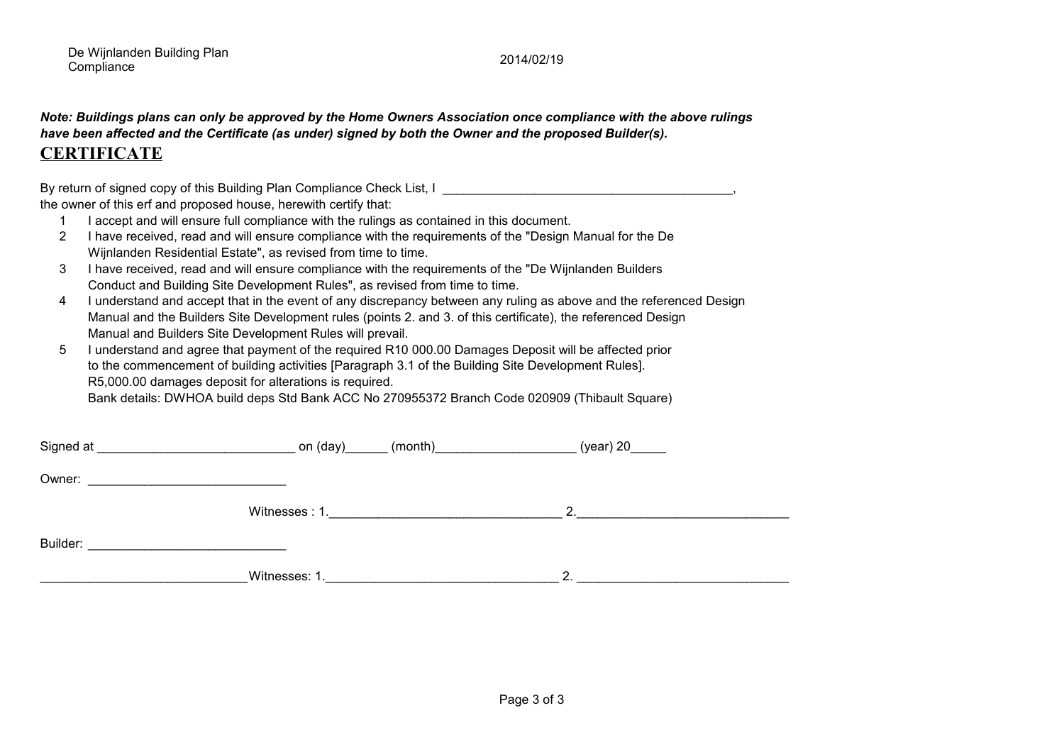*__Note: Buildings plans can only be approved by the Home Owners Association once compliance with the above rulings have been affected and the Certificate (as under) signed by both the Owner and the proposed Builder(s).__*

## CERTIFICATE

By return of signed copy of this Building Plan Compliance Check List, I ________________________________________,
the owner of this erf and proposed house, herewith certify that:

1. I accept and will ensure full compliance with the rulings as contained in this document.
2. I have received, read and will ensure compliance with the requirements of the "Design Manual for the De Wijnlanden Residential Estate", as revised from time to time.
3. I have received, read and will ensure compliance with the requirements of the "De Wijnlanden Builders Conduct and Building Site Development Rules", as revised from time to time.
4. I understand and accept that in the event of any discrepancy between any ruling as above and the referenced Design Manual and the Builders Site Development rules (points 2. and 3. of this certificate), the referenced Design Manual and Builders Site Development Rules will prevail.
5. I understand and agree that payment of the required R10 000.00 Damages Deposit will be affected prior to the commencement of building activities [Paragraph 3.1 of the Building Site Development Rules].
   R5,000.00 damages deposit for alterations is required.
   Bank details: DWHOA build deps Std Bank ACC No 270955372 Branch Code 020909 (Thibault Square)

Signed at ___________________________ on (day)______ (month)____________________ (year) 20_____

Owner: ___________________________

Witnesses : 1.________________________________ 2.______________________________

Builder: ___________________________

_____________________________Witnesses: 1.________________________________ 2. ______________________________